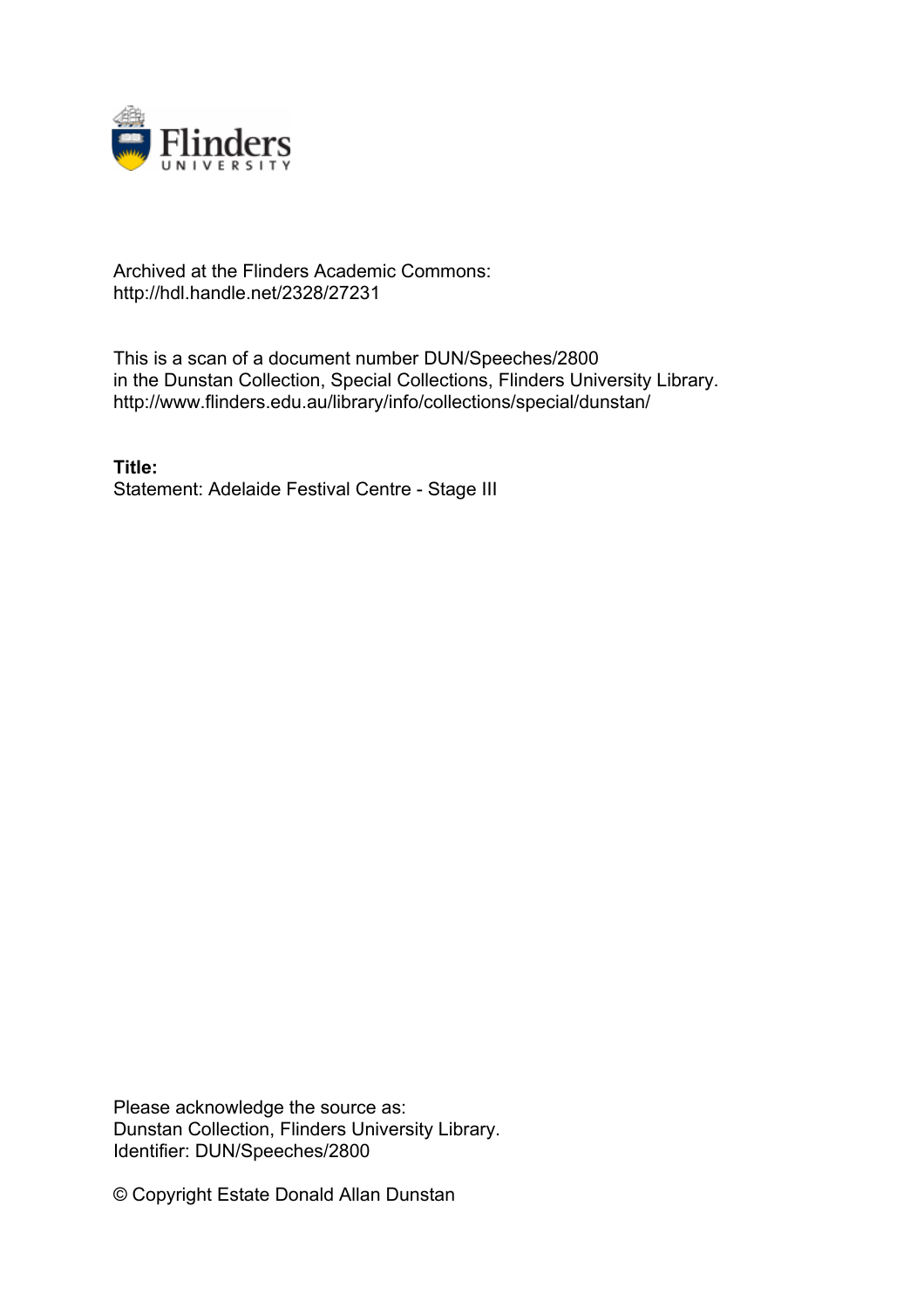Archived at the Flinders Academic Commons:
http://hdl.handle.net/2328/27231

This is a scan of a document number DUN/Speeches/2800
in the Dunstan Collection, Special Collections, Flinders University Library.
http://www.flinders.edu.au/library/info/collections/special/dunstan/

**Title:**
Statement: Adelaide Festival Centre - Stage III

Please acknowledge the source as:
Dunstan Collection, Flinders University Library.
Identifier: DUN/Speeches/2800

© Copyright Estate Donald Allan Dunstan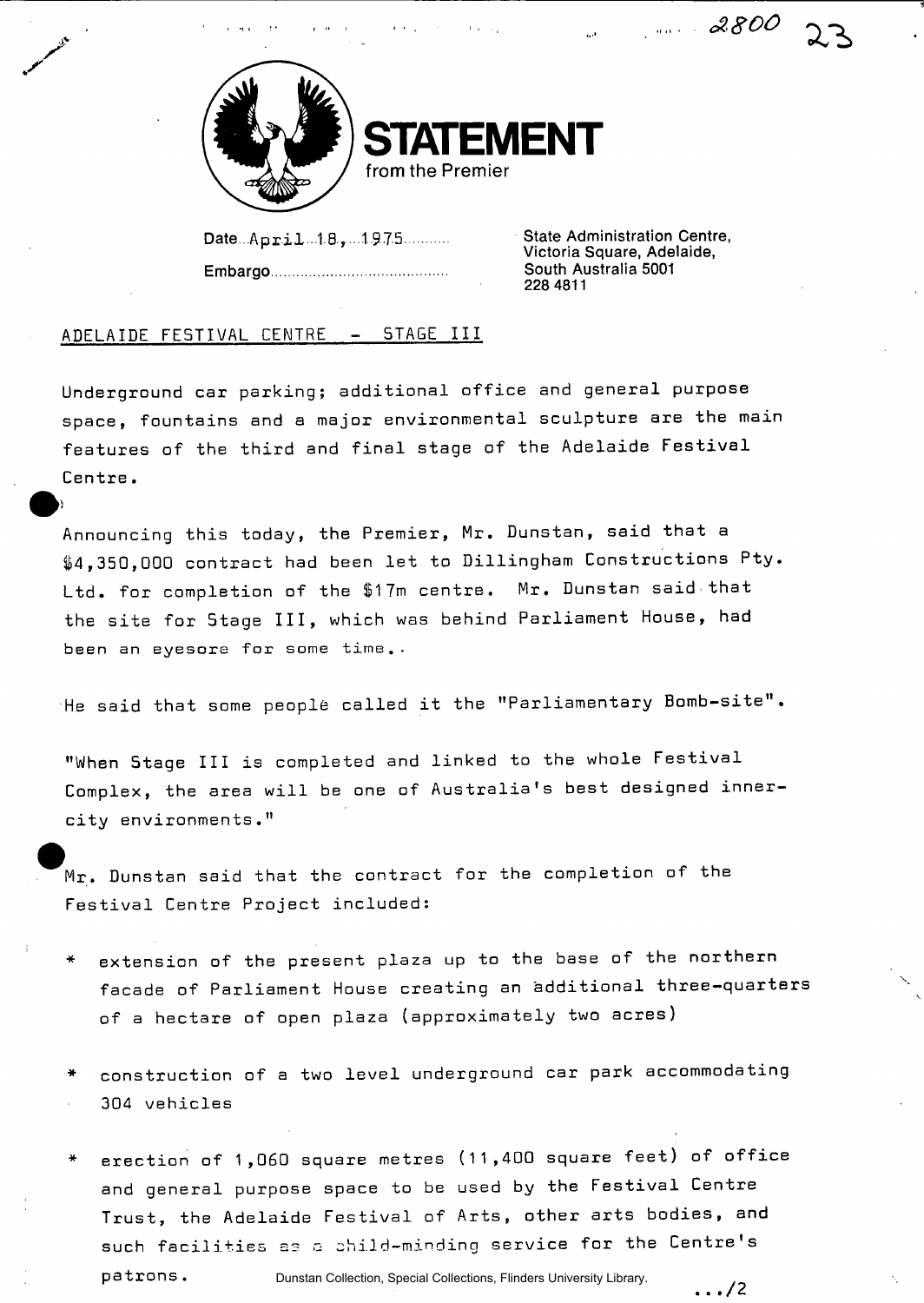# STATEMENT

from the Premier

Date April 18, 1975

Embargo

State Administration Centre,
Victoria Square, Adelaide,
South Australia 5001
228 4811

ADELAIDE FESTIVAL CENTRE - STAGE III

Underground car parking; additional office and general purpose space, fountains and a major environmental sculpture are the main features of the third and final stage of the Adelaide Festival Centre.

Announcing this today, the Premier, Mr. Dunstan, said that a $4,350,000 contract had been let to Dillingham Constructions Pty. Ltd. for completion of the $17m centre. Mr. Dunstan said that the site for Stage III, which was behind Parliament House, had been an eyesore for some time..

He said that some people called it the "Parliamentary Bomb-site".

"When Stage III is completed and linked to the whole Festival Complex, the area will be one of Australia's best designed inner-city environments."

Mr. Dunstan said that the contract for the completion of the Festival Centre Project included:

* extension of the present plaza up to the base of the northern facade of Parliament House creating an additional three-quarters of a hectare of open plaza (approximately two acres)

* construction of a two level underground car park accommodating 304 vehicles

* erection of 1,060 square metres (11,400 square feet) of office and general purpose space to be used by the Festival Centre Trust, the Adelaide Festival of Arts, other arts bodies, and such facilities as a child-minding service for the Centre's patrons.

.../2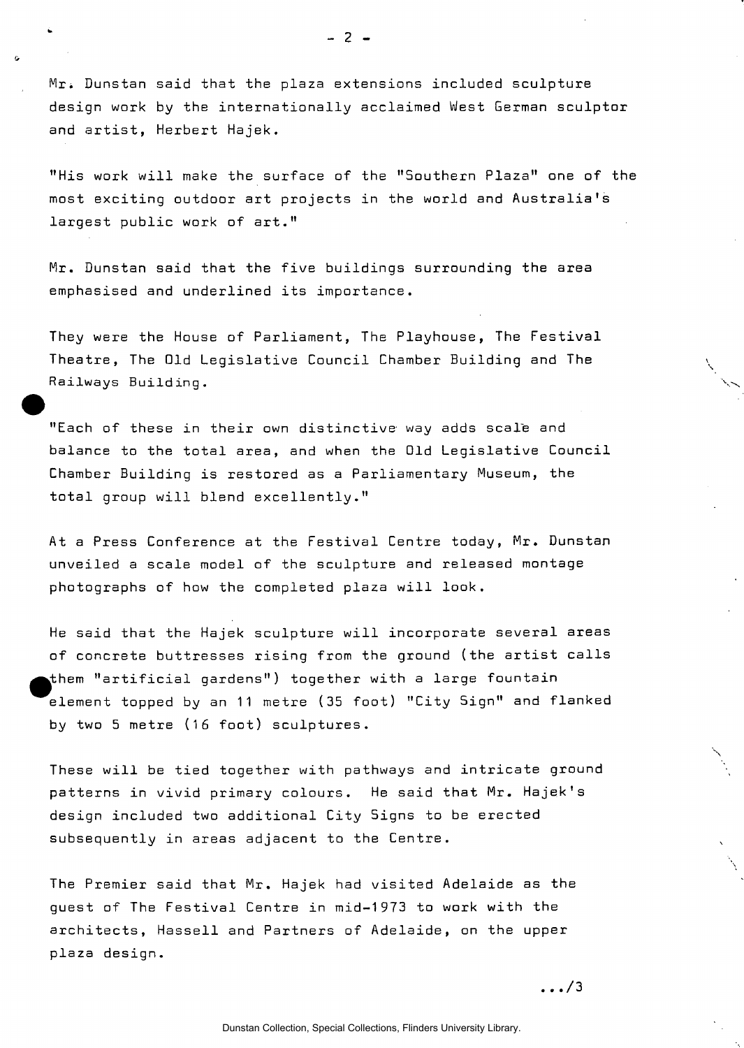Mr. Dunstan said that the plaza extensions included sculpture design work by the internationally acclaimed West German sculptor and artist, Herbert Hajek.

"His work will make the surface of the "Southern Plaza" one of the most exciting outdoor art projects in the world and Australia's largest public work of art."

Mr. Dunstan said that the five buildings surrounding the area emphasised and underlined its importance.

They were the House of Parliament, The Playhouse, The Festival Theatre, The Old Legislative Council Chamber Building and The Railways Building.

"Each of these in their own distinctive way adds scale and balance to the total area, and when the Old Legislative Council Chamber Building is restored as a Parliamentary Museum, the total group will blend excellently."

At a Press Conference at the Festival Centre today, Mr. Dunstan unveiled a scale model of the sculpture and released montage photographs of how the completed plaza will look.

He said that the Hajek sculpture will incorporate several areas of concrete buttresses rising from the ground (the artist calls them "artificial gardens") together with a large fountain element topped by an 11 metre (35 foot) "City Sign" and flanked by two 5 metre (16 foot) sculptures.

These will be tied together with pathways and intricate ground patterns in vivid primary colours. He said that Mr. Hajek's design included two additional City Signs to be erected subsequently in areas adjacent to the Centre.

The Premier said that Mr. Hajek had visited Adelaide as the guest of The Festival Centre in mid-1973 to work with the architects, Hassell and Partners of Adelaide, on the upper plaza design.

.../3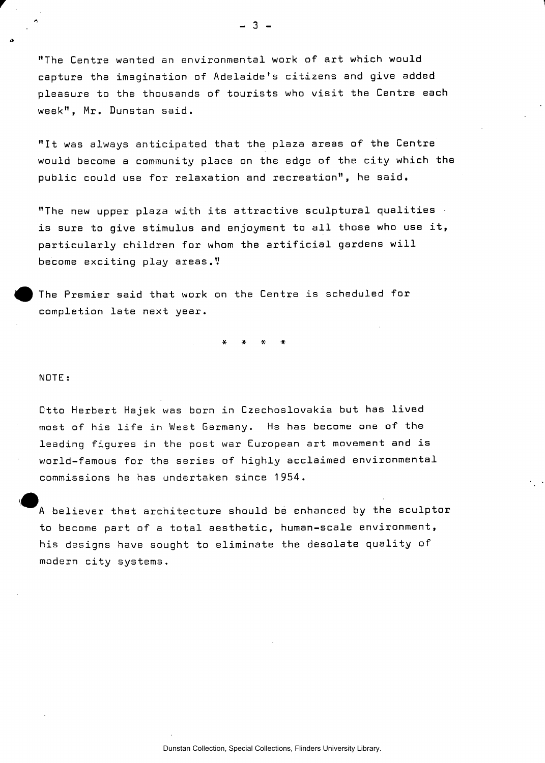"The Centre wanted an environmental work of art which would capture the imagination of Adelaide's citizens and give added pleasure to the thousands of tourists who visit the Centre each week", Mr. Dunstan said.

"It was always anticipated that the plaza areas of the Centre would become a community place on the edge of the city which the public could use for relaxation and recreation", he said.

"The new upper plaza with its attractive sculptural qualities is sure to give stimulus and enjoyment to all those who use it, particularly children for whom the artificial gardens will become exciting play areas."

The Premier said that work on the Centre is scheduled for completion late next year.

\* \* \* \*

NOTE:

Otto Herbert Hajek was born in Czechoslovakia but has lived most of his life in West Germany. He has become one of the leading figures in the post war European art movement and is world-famous for the series of highly acclaimed environmental commissions he has undertaken since 1954.

A believer that architecture should be enhanced by the sculptor to become part of a total aesthetic, human-scale environment, his designs have sought to eliminate the desolate quality of modern city systems.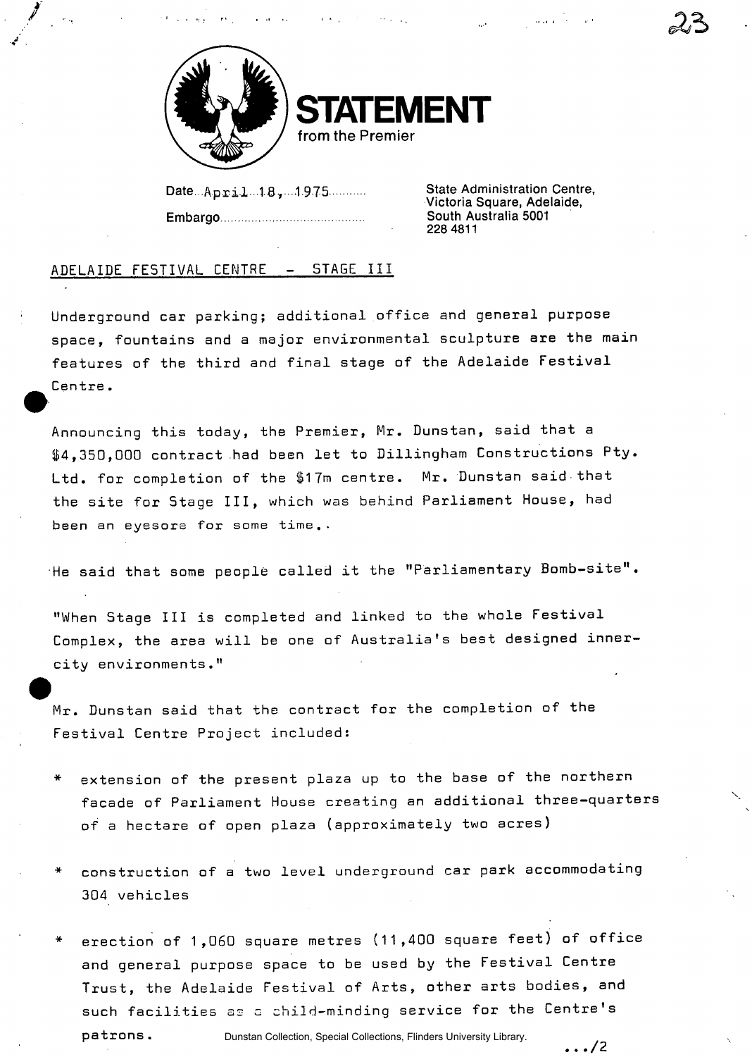# STATEMENT
from the Premier

Date April 18, 1975

Embargo

State Administration Centre,
Victoria Square, Adelaide,
South Australia 5001
228 4811

ADELAIDE FESTIVAL CENTRE - STAGE III

Underground car parking; additional office and general purpose space, fountains and a major environmental sculpture are the main features of the third and final stage of the Adelaide Festival Centre.

Announcing this today, the Premier, Mr. Dunstan, said that a $4,350,000 contract had been let to Dillingham Constructions Pty. Ltd. for completion of the $17m centre. Mr. Dunstan said that the site for Stage III, which was behind Parliament House, had been an eyesore for some time..

He said that some people called it the "Parliamentary Bomb-site".

"When Stage III is completed and linked to the whole Festival Complex, the area will be one of Australia's best designed inner-city environments."

Mr. Dunstan said that the contract for the completion of the Festival Centre Project included:

* extension of the present plaza up to the base of the northern facade of Parliament House creating an additional three-quarters of a hectare of open plaza (approximately two acres)

* construction of a two level underground car park accommodating 304 vehicles

* erection of 1,060 square metres (11,400 square feet) of office and general purpose space to be used by the Festival Centre Trust, the Adelaide Festival of Arts, other arts bodies, and such facilities as a child-minding service for the Centre's patrons.

.../2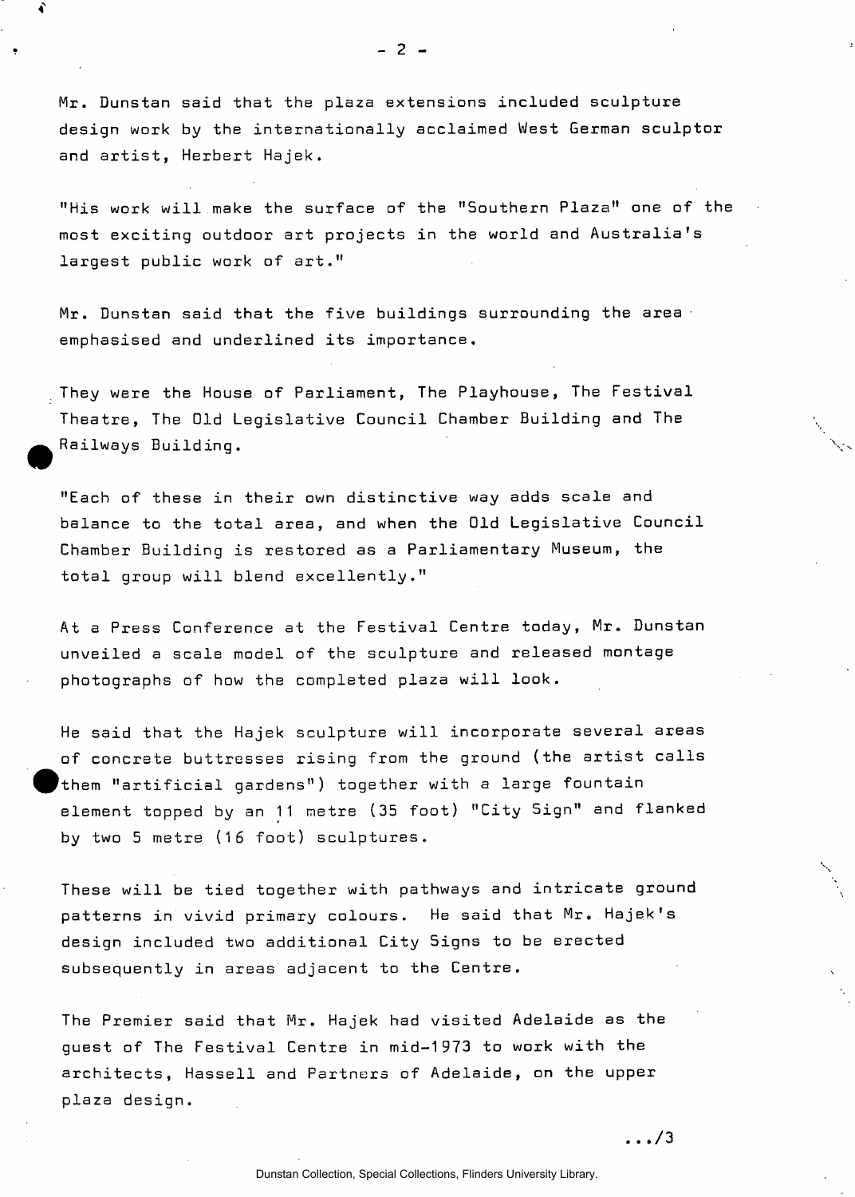Mr. Dunstan said that the plaza extensions included sculpture design work by the internationally acclaimed West German sculptor and artist, Herbert Hajek.

"His work will make the surface of the "Southern Plaza" one of the most exciting outdoor art projects in the world and Australia's largest public work of art."

Mr. Dunstan said that the five buildings surrounding the area emphasised and underlined its importance.

They were the House of Parliament, The Playhouse, The Festival Theatre, The Old Legislative Council Chamber Building and The Railways Building.

"Each of these in their own distinctive way adds scale and balance to the total area, and when the Old Legislative Council Chamber Building is restored as a Parliamentary Museum, the total group will blend excellently."

At a Press Conference at the Festival Centre today, Mr. Dunstan unveiled a scale model of the sculpture and released montage photographs of how the completed plaza will look.

He said that the Hajek sculpture will incorporate several areas of concrete buttresses rising from the ground (the artist calls them "artificial gardens") together with a large fountain element topped by an 11 metre (35 foot) "City Sign" and flanked by two 5 metre (16 foot) sculptures.

These will be tied together with pathways and intricate ground patterns in vivid primary colours. He said that Mr. Hajek's design included two additional City Signs to be erected subsequently in areas adjacent to the Centre.

The Premier said that Mr. Hajek had visited Adelaide as the guest of The Festival Centre in mid-1973 to work with the architects, Hassell and Partners of Adelaide, on the upper plaza design.

.../3

Dunstan Collection, Special Collections, Flinders University Library.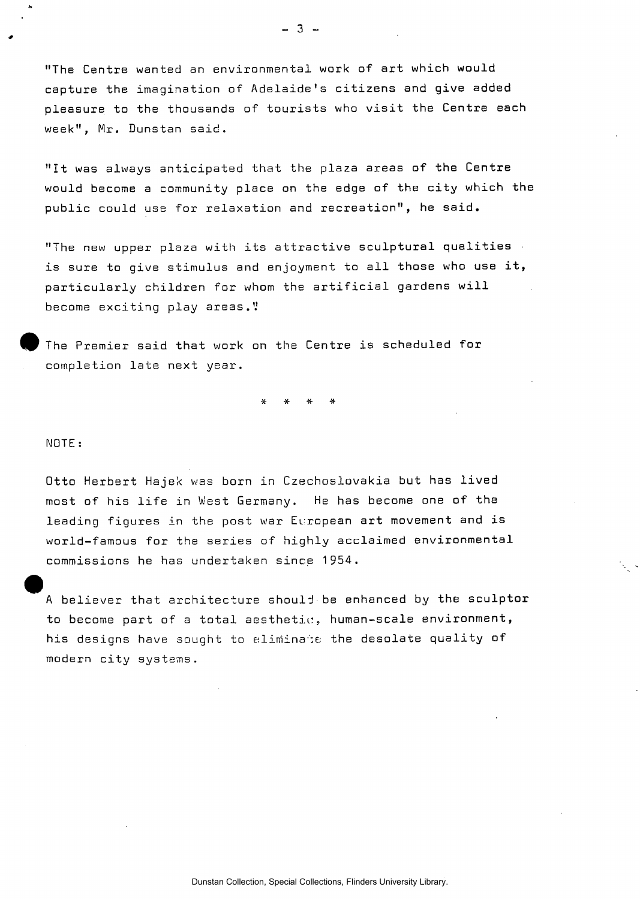"The Centre wanted an environmental work of art which would capture the imagination of Adelaide's citizens and give added pleasure to the thousands of tourists who visit the Centre each week", Mr. Dunstan said.

"It was always anticipated that the plaza areas of the Centre would become a community place on the edge of the city which the public could use for relaxation and recreation", he said.

"The new upper plaza with its attractive sculptural qualities is sure to give stimulus and enjoyment to all those who use it, particularly children for whom the artificial gardens will become exciting play areas."

The Premier said that work on the Centre is scheduled for completion late next year.

\* \* \* \*

NOTE:

Otto Herbert Hajek was born in Czechoslovakia but has lived most of his life in West Germany. He has become one of the leading figures in the post war European art movement and is world-famous for the series of highly acclaimed environmental commissions he has undertaken since 1954.

A believer that architecture should be enhanced by the sculptor to become part of a total aesthetic, human-scale environment, his designs have sought to eliminate the desolate quality of modern city systems.

Dunstan Collection, Special Collections, Flinders University Library.